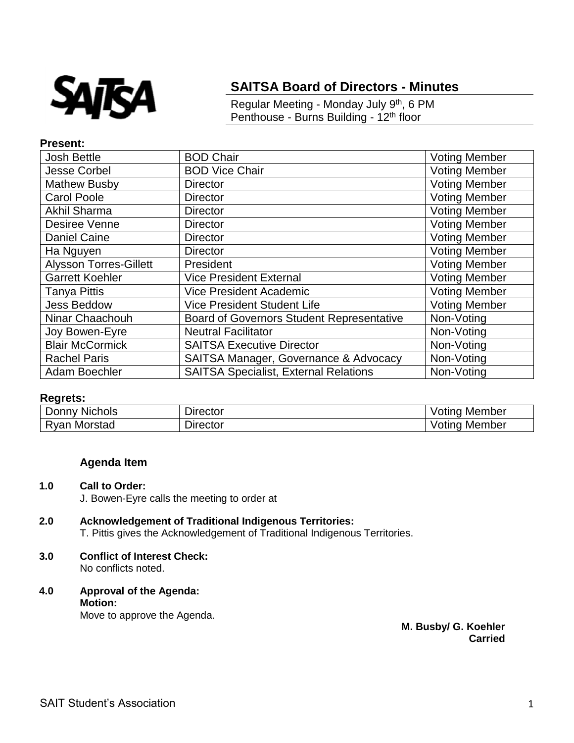SAITSA

## SAITSA Board of Directors - Minutes

Regular Meeting - Monday July 9th, 6 PM
Penthouse - Burns Building - 12th floor

**Present:**

| | | |
|---|---|---|
| Josh Bettle | BOD Chair | Voting Member |
| Jesse Corbel | BOD Vice Chair | Voting Member |
| Mathew Busby | Director | Voting Member |
| Carol Poole | Director | Voting Member |
| Akhil Sharma | Director | Voting Member |
| Desiree Venne | Director | Voting Member |
| Daniel Caine | Director | Voting Member |
| Ha Nguyen | Director | Voting Member |
| Alysson Torres-Gillett | President | Voting Member |
| Garrett Koehler | Vice President External | Voting Member |
| Tanya Pittis | Vice President Academic | Voting Member |
| Jess Beddow | Vice President Student Life | Voting Member |
| Ninar Chaachouh | Board of Governors Student Representative | Non-Voting |
| Joy Bowen-Eyre | Neutral Facilitator | Non-Voting |
| Blair McCormick | SAITSA Executive Director | Non-Voting |
| Rachel Paris | SAITSA Manager, Governance & Advocacy | Non-Voting |
| Adam Boechler | SAITSA Specialist, External Relations | Non-Voting |

**Regrets:**

| | | |
|---|---|---|
| Donny Nichols | Director | Voting Member |
| Ryan Morstad | Director | Voting Member |

### Agenda Item

**1.0 Call to Order:**
J. Bowen-Eyre calls the meeting to order at

**2.0 Acknowledgement of Traditional Indigenous Territories:**
T. Pittis gives the Acknowledgement of Traditional Indigenous Territories.

**3.0 Conflict of Interest Check:**
No conflicts noted.

**4.0 Approval of the Agenda:**
**Motion:**
Move to approve the Agenda.

**M. Busby/ G. Koehler**
**Carried**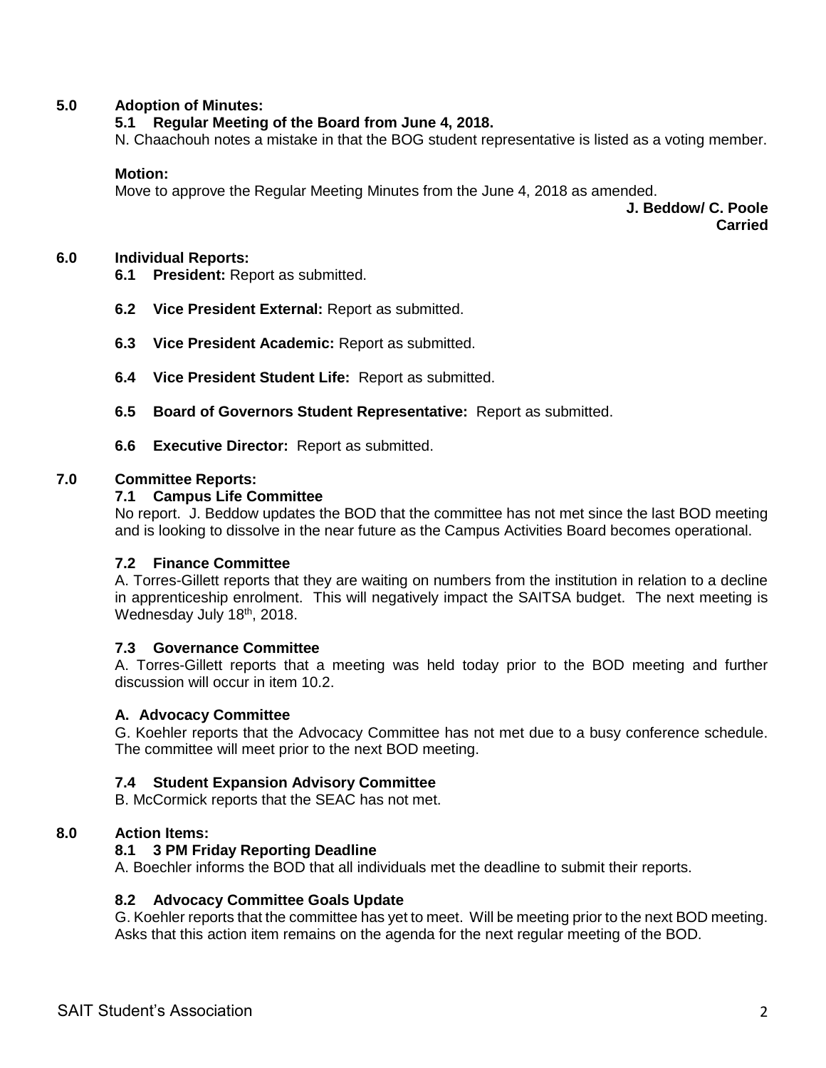## 5.0 Adoption of Minutes:

### 5.1 Regular Meeting of the Board from June 4, 2018.

N. Chaachouh notes a mistake in that the BOG student representative is listed as a voting member.

**Motion:**

Move to approve the Regular Meeting Minutes from the June 4, 2018 as amended.

**J. Beddow/ C. Poole**
**Carried**

## 6.0 Individual Reports:

**6.1 President:** Report as submitted.

**6.2 Vice President External:** Report as submitted.

**6.3 Vice President Academic:** Report as submitted.

**6.4 Vice President Student Life:** Report as submitted.

**6.5 Board of Governors Student Representative:** Report as submitted.

**6.6 Executive Director:** Report as submitted.

## 7.0 Committee Reports:

### 7.1 Campus Life Committee

No report. J. Beddow updates the BOD that the committee has not met since the last BOD meeting and is looking to dissolve in the near future as the Campus Activities Board becomes operational.

### 7.2 Finance Committee

A. Torres-Gillett reports that they are waiting on numbers from the institution in relation to a decline in apprenticeship enrolment. This will negatively impact the SAITSA budget. The next meeting is Wednesday July 18th, 2018.

### 7.3 Governance Committee

A. Torres-Gillett reports that a meeting was held today prior to the BOD meeting and further discussion will occur in item 10.2.

### A. Advocacy Committee

G. Koehler reports that the Advocacy Committee has not met due to a busy conference schedule. The committee will meet prior to the next BOD meeting.

### 7.4 Student Expansion Advisory Committee

B. McCormick reports that the SEAC has not met.

## 8.0 Action Items:

### 8.1 3 PM Friday Reporting Deadline

A. Boechler informs the BOD that all individuals met the deadline to submit their reports.

### 8.2 Advocacy Committee Goals Update

G. Koehler reports that the committee has yet to meet. Will be meeting prior to the next BOD meeting. Asks that this action item remains on the agenda for the next regular meeting of the BOD.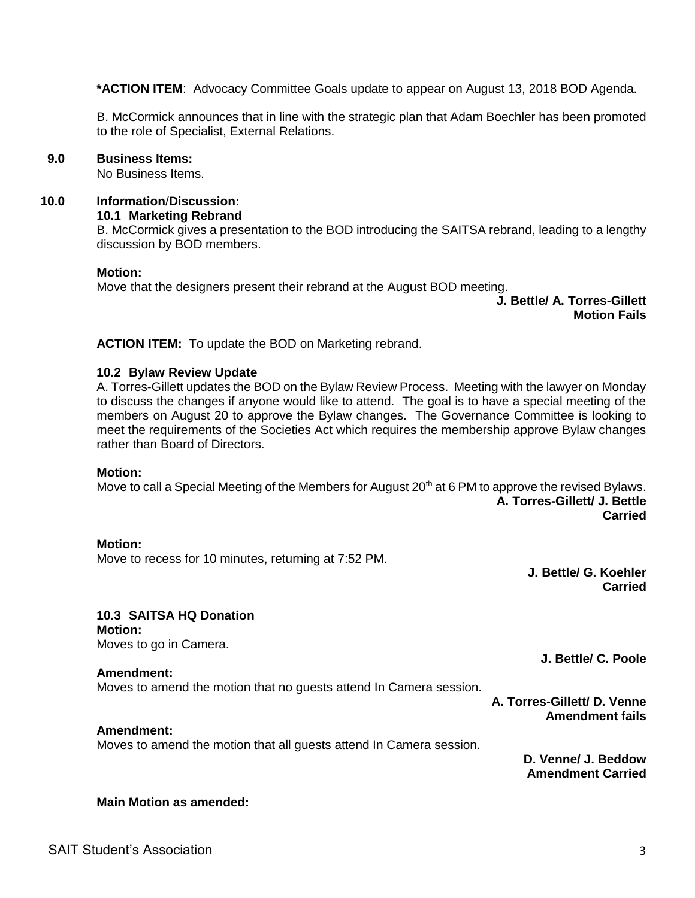**\*ACTION ITEM**: Advocacy Committee Goals update to appear on August 13, 2018 BOD Agenda.

B. McCormick announces that in line with the strategic plan that Adam Boechler has been promoted to the role of Specialist, External Relations.

## 9.0 Business Items:

No Business Items.

## 10.0 Information/Discussion:

### 10.1 Marketing Rebrand

B. McCormick gives a presentation to the BOD introducing the SAITSA rebrand, leading to a lengthy discussion by BOD members.

**Motion:**
Move that the designers present their rebrand at the August BOD meeting.

**J. Bettle/ A. Torres-Gillett**
**Motion Fails**

**ACTION ITEM:** To update the BOD on Marketing rebrand.

### 10.2 Bylaw Review Update

A. Torres-Gillett updates the BOD on the Bylaw Review Process. Meeting with the lawyer on Monday to discuss the changes if anyone would like to attend. The goal is to have a special meeting of the members on August 20 to approve the Bylaw changes. The Governance Committee is looking to meet the requirements of the Societies Act which requires the membership approve Bylaw changes rather than Board of Directors.

**Motion:**
Move to call a Special Meeting of the Members for August 20th at 6 PM to approve the revised Bylaws.

**A. Torres-Gillett/ J. Bettle**
**Carried**

**Motion:**
Move to recess for 10 minutes, returning at 7:52 PM.

**J. Bettle/ G. Koehler**
**Carried**

### 10.3 SAITSA HQ Donation

**Motion:**
Moves to go in Camera.

**J. Bettle/ C. Poole**

**Amendment:**
Moves to amend the motion that no guests attend In Camera session.

**A. Torres-Gillett/ D. Venne**
**Amendment fails**

**Amendment:**
Moves to amend the motion that all guests attend In Camera session.

**D. Venne/ J. Beddow**
**Amendment Carried**

**Main Motion as amended:**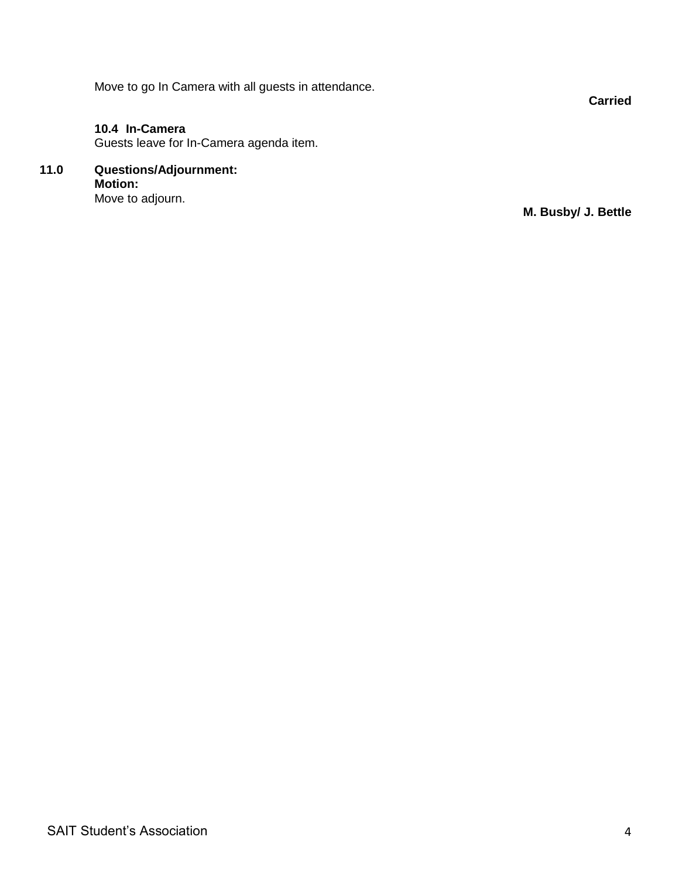Move to go In Camera with all guests in attendance.

**Carried**

**10.4 In-Camera**

Guests leave for In-Camera agenda item.

**11.0 Questions/Adjournment:**

**Motion:**

Move to adjourn.

**M. Busby/ J. Bettle**